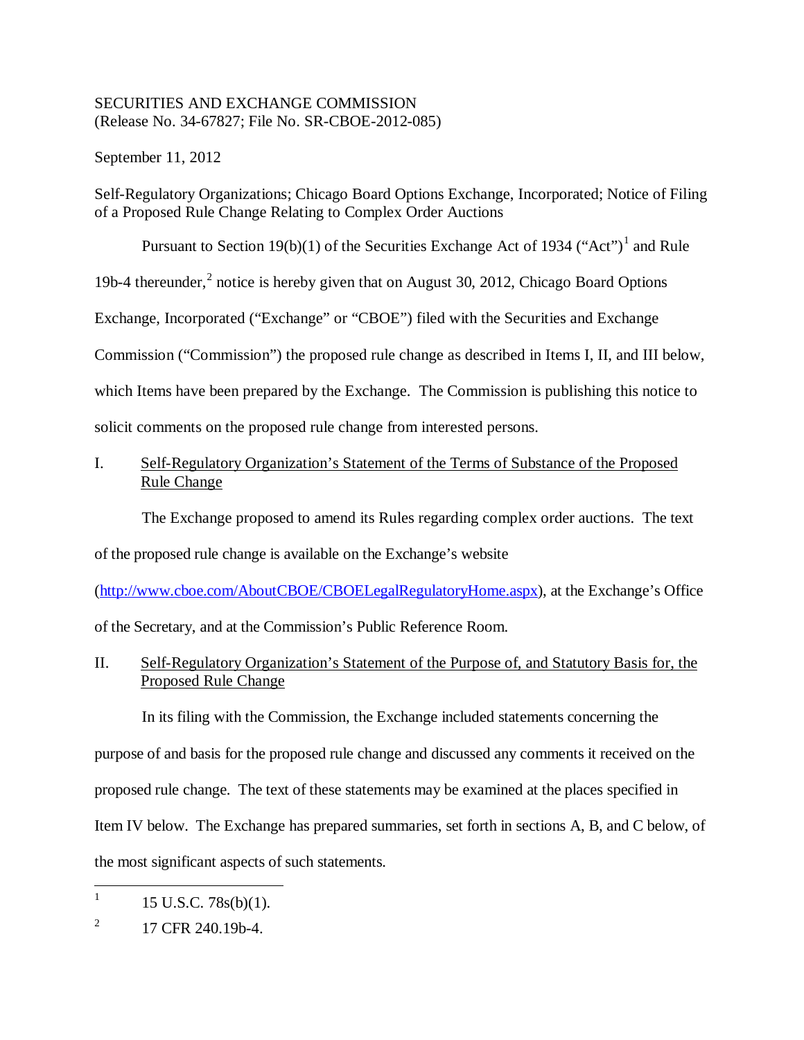SECURITIES AND EXCHANGE COMMISSION
(Release No. 34-67827; File No. SR-CBOE-2012-085)

September 11, 2012

Self-Regulatory Organizations; Chicago Board Options Exchange, Incorporated; Notice of Filing of a Proposed Rule Change Relating to Complex Order Auctions

Pursuant to Section 19(b)(1) of the Securities Exchange Act of 1934 ("Act")[1] and Rule 19b-4 thereunder,[2] notice is hereby given that on August 30, 2012, Chicago Board Options Exchange, Incorporated ("Exchange" or "CBOE") filed with the Securities and Exchange Commission ("Commission") the proposed rule change as described in Items I, II, and III below, which Items have been prepared by the Exchange. The Commission is publishing this notice to solicit comments on the proposed rule change from interested persons.

## I. Self-Regulatory Organization's Statement of the Terms of Substance of the Proposed Rule Change

The Exchange proposed to amend its Rules regarding complex order auctions. The text of the proposed rule change is available on the Exchange's website (http://www.cboe.com/AboutCBOE/CBOELegalRegulatoryHome.aspx), at the Exchange's Office of the Secretary, and at the Commission's Public Reference Room.

## II. Self-Regulatory Organization's Statement of the Purpose of, and Statutory Basis for, the Proposed Rule Change

In its filing with the Commission, the Exchange included statements concerning the purpose of and basis for the proposed rule change and discussed any comments it received on the proposed rule change. The text of these statements may be examined at the places specified in Item IV below. The Exchange has prepared summaries, set forth in sections A, B, and C below, of the most significant aspects of such statements.

---

[1] 15 U.S.C. 78s(b)(1).

[2] 17 CFR 240.19b-4.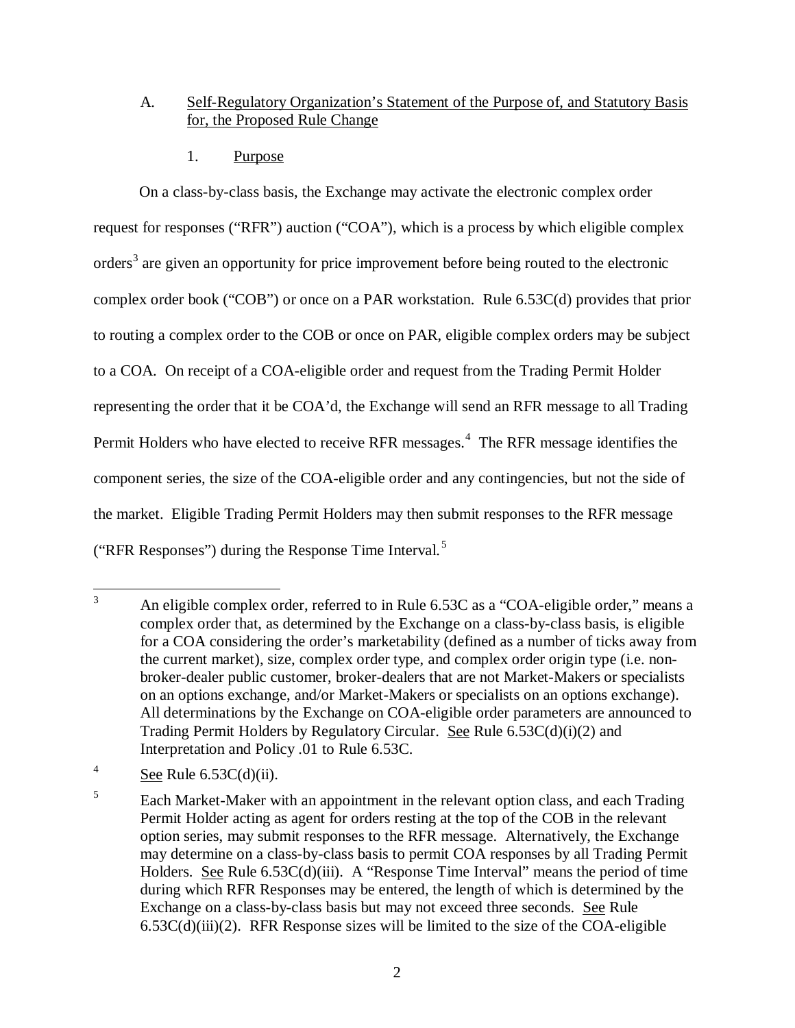A. Self-Regulatory Organization's Statement of the Purpose of, and Statutory Basis for, the Proposed Rule Change

1. Purpose

On a class-by-class basis, the Exchange may activate the electronic complex order request for responses ("RFR") auction ("COA"), which is a process by which eligible complex orders[3] are given an opportunity for price improvement before being routed to the electronic complex order book ("COB") or once on a PAR workstation. Rule 6.53C(d) provides that prior to routing a complex order to the COB or once on PAR, eligible complex orders may be subject to a COA. On receipt of a COA-eligible order and request from the Trading Permit Holder representing the order that it be COA'd, the Exchange will send an RFR message to all Trading Permit Holders who have elected to receive RFR messages.[4] The RFR message identifies the component series, the size of the COA-eligible order and any contingencies, but not the side of the market. Eligible Trading Permit Holders may then submit responses to the RFR message ("RFR Responses") during the Response Time Interval.[5]

---

[3] An eligible complex order, referred to in Rule 6.53C as a "COA-eligible order," means a complex order that, as determined by the Exchange on a class-by-class basis, is eligible for a COA considering the order's marketability (defined as a number of ticks away from the current market), size, complex order type, and complex order origin type (i.e. non-broker-dealer public customer, broker-dealers that are not Market-Makers or specialists on an options exchange, and/or Market-Makers or specialists on an options exchange). All determinations by the Exchange on COA-eligible order parameters are announced to Trading Permit Holders by Regulatory Circular. See Rule 6.53C(d)(i)(2) and Interpretation and Policy .01 to Rule 6.53C.

[4] See Rule 6.53C(d)(ii).

[5] Each Market-Maker with an appointment in the relevant option class, and each Trading Permit Holder acting as agent for orders resting at the top of the COB in the relevant option series, may submit responses to the RFR message. Alternatively, the Exchange may determine on a class-by-class basis to permit COA responses by all Trading Permit Holders. See Rule 6.53C(d)(iii). A "Response Time Interval" means the period of time during which RFR Responses may be entered, the length of which is determined by the Exchange on a class-by-class basis but may not exceed three seconds. See Rule 6.53C(d)(iii)(2). RFR Response sizes will be limited to the size of the COA-eligible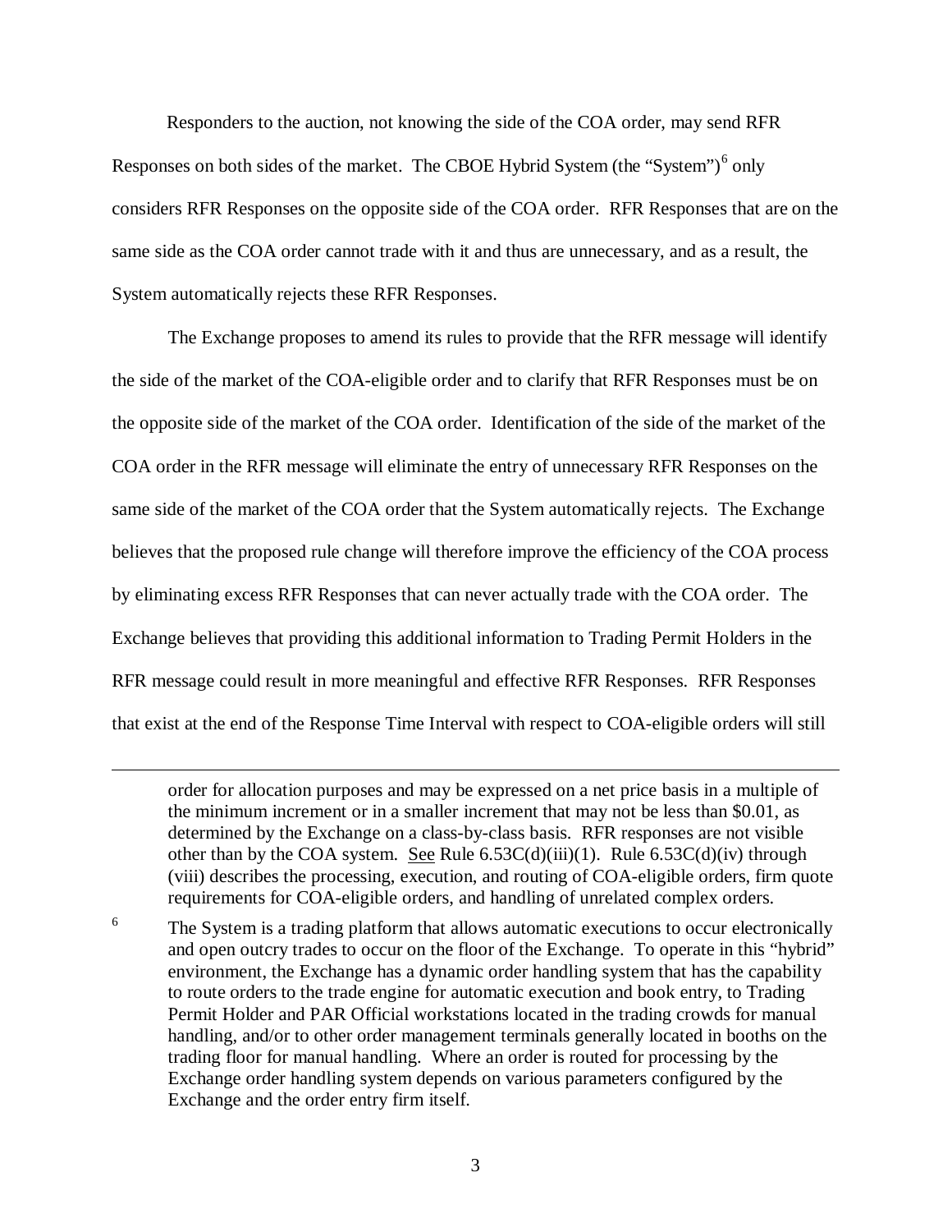Responders to the auction, not knowing the side of the COA order, may send RFR Responses on both sides of the market. The CBOE Hybrid System (the "System")[6] only considers RFR Responses on the opposite side of the COA order. RFR Responses that are on the same side as the COA order cannot trade with it and thus are unnecessary, and as a result, the System automatically rejects these RFR Responses.

The Exchange proposes to amend its rules to provide that the RFR message will identify the side of the market of the COA-eligible order and to clarify that RFR Responses must be on the opposite side of the market of the COA order. Identification of the side of the market of the COA order in the RFR message will eliminate the entry of unnecessary RFR Responses on the same side of the market of the COA order that the System automatically rejects. The Exchange believes that the proposed rule change will therefore improve the efficiency of the COA process by eliminating excess RFR Responses that can never actually trade with the COA order. The Exchange believes that providing this additional information to Trading Permit Holders in the RFR message could result in more meaningful and effective RFR Responses. RFR Responses that exist at the end of the Response Time Interval with respect to COA-eligible orders will still

---

order for allocation purposes and may be expressed on a net price basis in a multiple of the minimum increment or in a smaller increment that may not be less than $0.01, as determined by the Exchange on a class-by-class basis. RFR responses are not visible other than by the COA system. See Rule 6.53C(d)(iii)(1). Rule 6.53C(d)(iv) through (viii) describes the processing, execution, and routing of COA-eligible orders, firm quote requirements for COA-eligible orders, and handling of unrelated complex orders.

[6] The System is a trading platform that allows automatic executions to occur electronically and open outcry trades to occur on the floor of the Exchange. To operate in this "hybrid" environment, the Exchange has a dynamic order handling system that has the capability to route orders to the trade engine for automatic execution and book entry, to Trading Permit Holder and PAR Official workstations located in the trading crowds for manual handling, and/or to other order management terminals generally located in booths on the trading floor for manual handling. Where an order is routed for processing by the Exchange order handling system depends on various parameters configured by the Exchange and the order entry firm itself.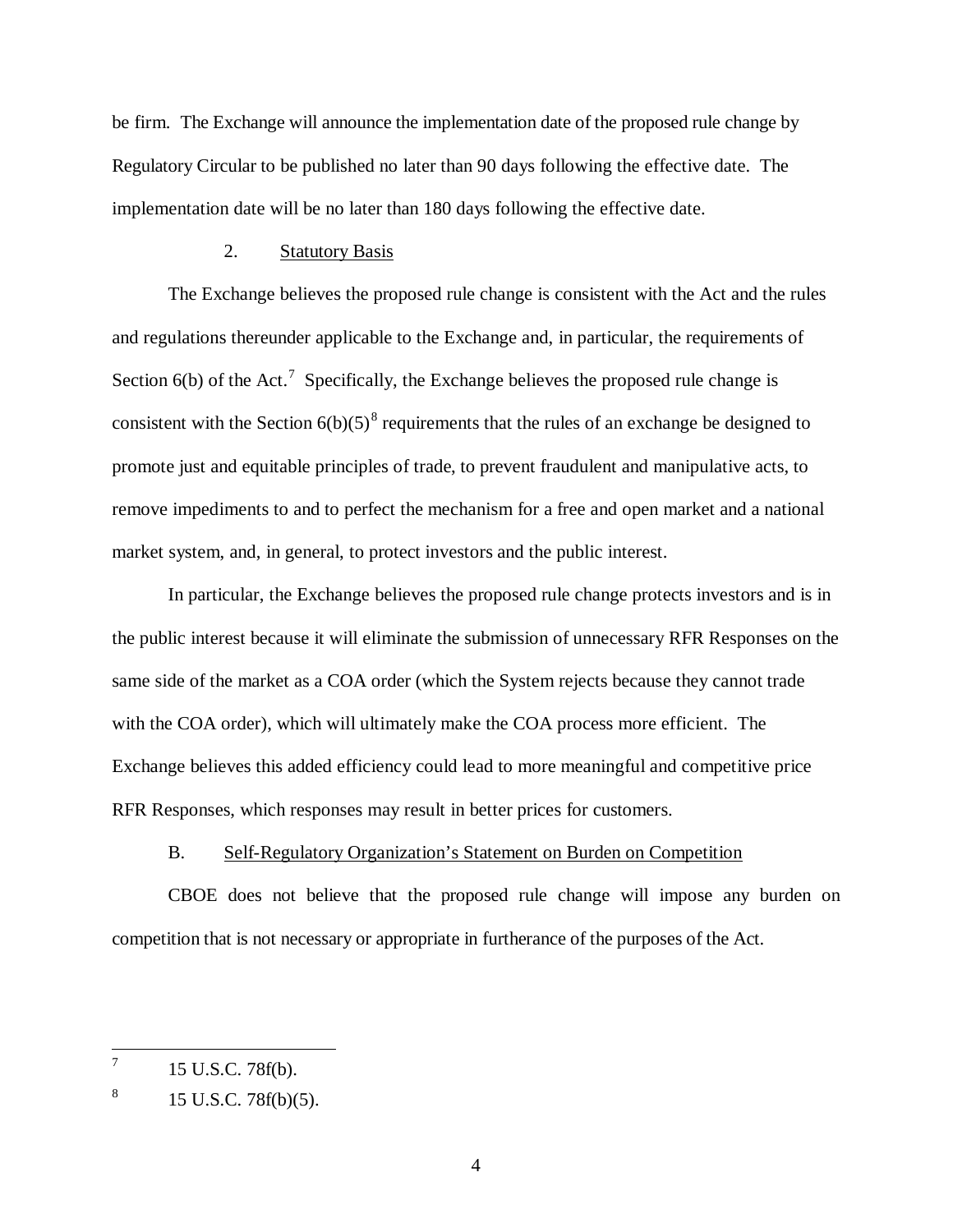be firm. The Exchange will announce the implementation date of the proposed rule change by Regulatory Circular to be published no later than 90 days following the effective date. The implementation date will be no later than 180 days following the effective date.

2. Statutory Basis

The Exchange believes the proposed rule change is consistent with the Act and the rules and regulations thereunder applicable to the Exchange and, in particular, the requirements of Section 6(b) of the Act.[7] Specifically, the Exchange believes the proposed rule change is consistent with the Section 6(b)(5)[8] requirements that the rules of an exchange be designed to promote just and equitable principles of trade, to prevent fraudulent and manipulative acts, to remove impediments to and to perfect the mechanism for a free and open market and a national market system, and, in general, to protect investors and the public interest.

In particular, the Exchange believes the proposed rule change protects investors and is in the public interest because it will eliminate the submission of unnecessary RFR Responses on the same side of the market as a COA order (which the System rejects because they cannot trade with the COA order), which will ultimately make the COA process more efficient. The Exchange believes this added efficiency could lead to more meaningful and competitive price RFR Responses, which responses may result in better prices for customers.

B. Self-Regulatory Organization's Statement on Burden on Competition

CBOE does not believe that the proposed rule change will impose any burden on competition that is not necessary or appropriate in furtherance of the purposes of the Act.

---

[7] 15 U.S.C. 78f(b).

[8] 15 U.S.C. 78f(b)(5).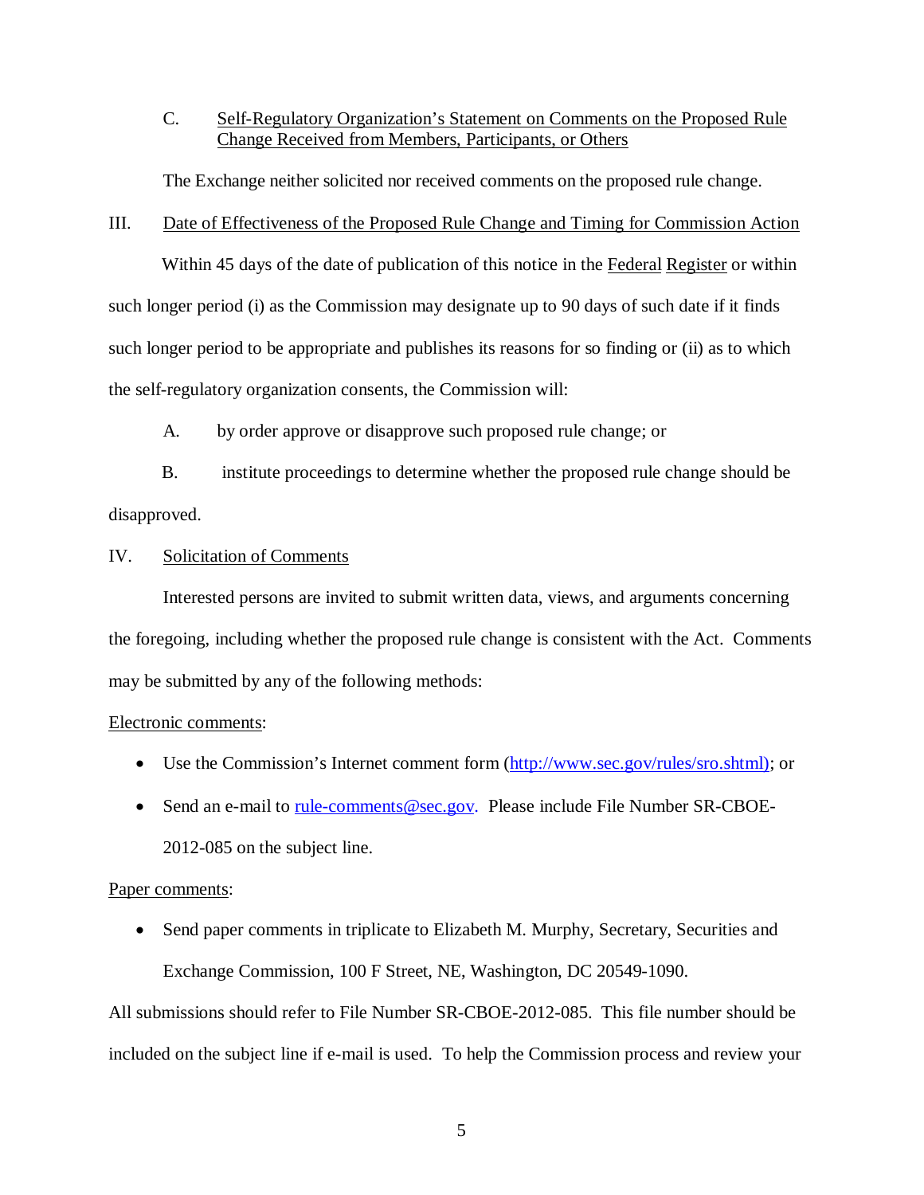C. Self-Regulatory Organization's Statement on Comments on the Proposed Rule Change Received from Members, Participants, or Others

The Exchange neither solicited nor received comments on the proposed rule change.

III. Date of Effectiveness of the Proposed Rule Change and Timing for Commission Action

Within 45 days of the date of publication of this notice in the Federal Register or within such longer period (i) as the Commission may designate up to 90 days of such date if it finds such longer period to be appropriate and publishes its reasons for so finding or (ii) as to which the self-regulatory organization consents, the Commission will:

A. by order approve or disapprove such proposed rule change; or

B. institute proceedings to determine whether the proposed rule change should be disapproved.

IV. Solicitation of Comments

Interested persons are invited to submit written data, views, and arguments concerning the foregoing, including whether the proposed rule change is consistent with the Act. Comments may be submitted by any of the following methods:

Electronic comments:

- Use the Commission's Internet comment form (http://www.sec.gov/rules/sro.shtml); or
- Send an e-mail to rule-comments@sec.gov. Please include File Number SR-CBOE-2012-085 on the subject line.

Paper comments:

- Send paper comments in triplicate to Elizabeth M. Murphy, Secretary, Securities and Exchange Commission, 100 F Street, NE, Washington, DC 20549-1090.

All submissions should refer to File Number SR-CBOE-2012-085. This file number should be included on the subject line if e-mail is used. To help the Commission process and review your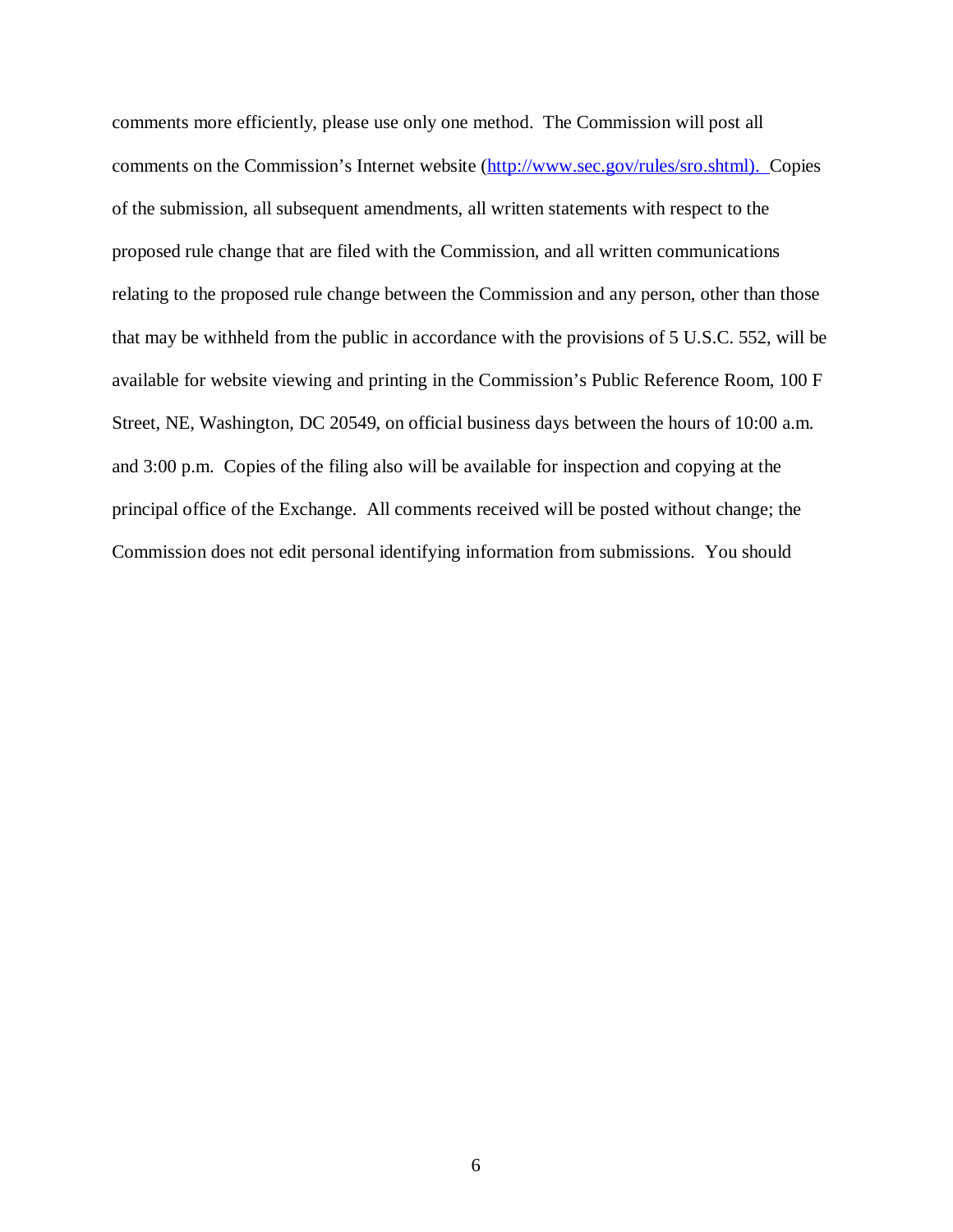comments more efficiently, please use only one method. The Commission will post all comments on the Commission's Internet website (http://www.sec.gov/rules/sro.shtml). Copies of the submission, all subsequent amendments, all written statements with respect to the proposed rule change that are filed with the Commission, and all written communications relating to the proposed rule change between the Commission and any person, other than those that may be withheld from the public in accordance with the provisions of 5 U.S.C. 552, will be available for website viewing and printing in the Commission's Public Reference Room, 100 F Street, NE, Washington, DC 20549, on official business days between the hours of 10:00 a.m. and 3:00 p.m. Copies of the filing also will be available for inspection and copying at the principal office of the Exchange. All comments received will be posted without change; the Commission does not edit personal identifying information from submissions. You should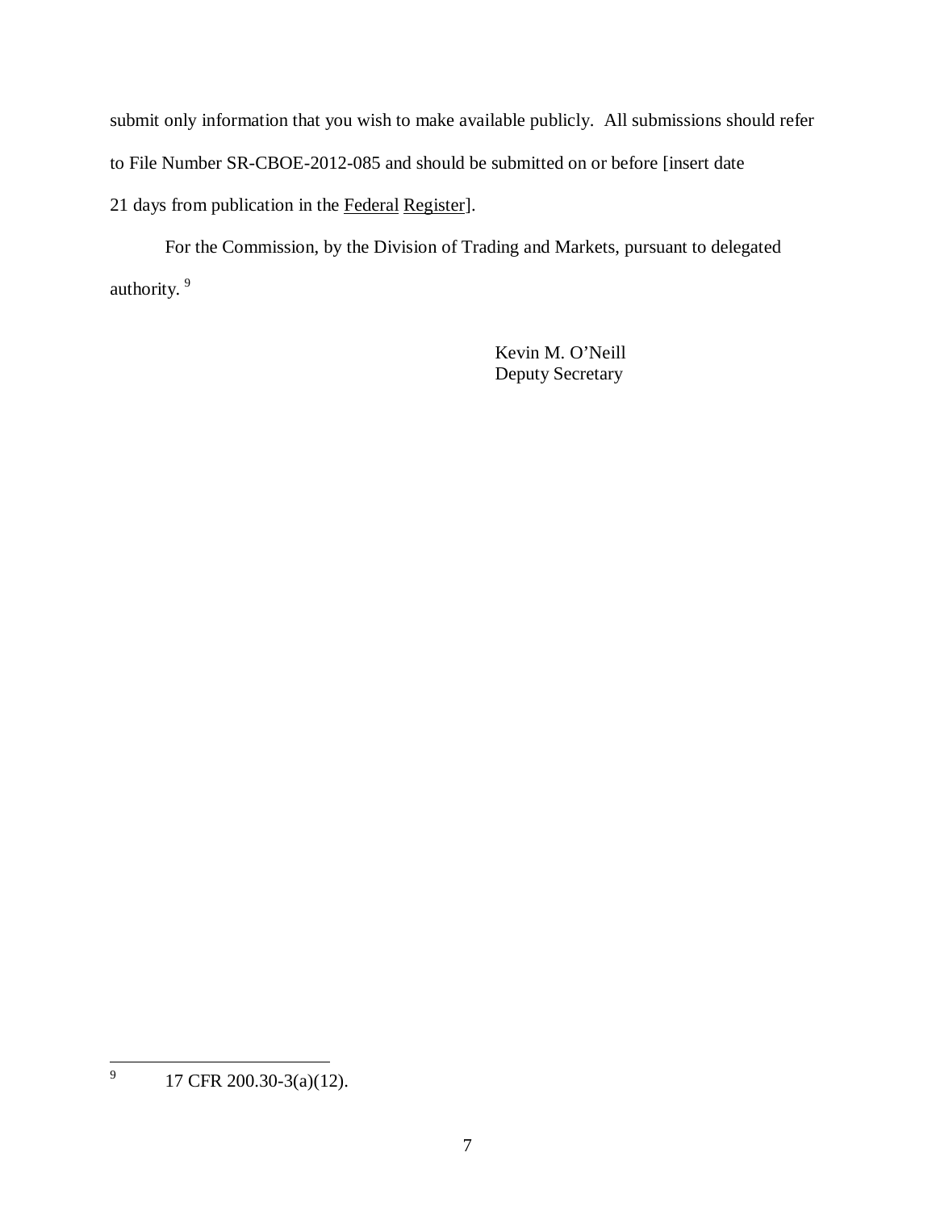submit only information that you wish to make available publicly. All submissions should refer to File Number SR-CBOE-2012-085 and should be submitted on or before [insert date 21 days from publication in the Federal Register].

For the Commission, by the Division of Trading and Markets, pursuant to delegated authority. [9]

Kevin M. O'Neill
Deputy Secretary

---

[9] 17 CFR 200.30-3(a)(12).